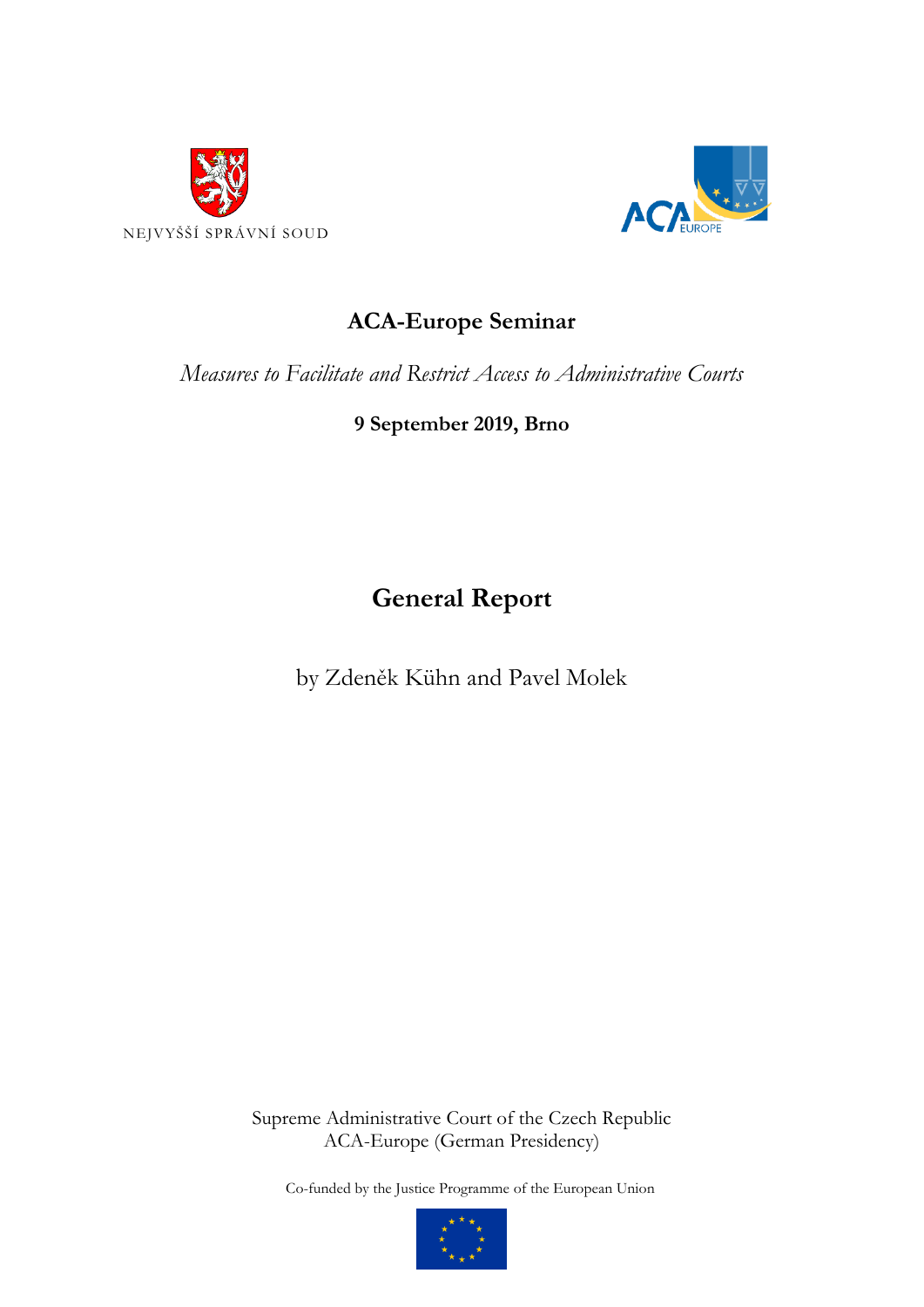NEJVYŠŠÍ SPRÁVNÍ SOUD

ACA EUROPE

# ACA-Europe Seminar

*Measures to Facilitate and Restrict Access to Administrative Courts*

**9 September 2019, Brno**

# General Report

by Zdeněk Kühn and Pavel Molek

Supreme Administrative Court of the Czech Republic
ACA-Europe (German Presidency)

Co-funded by the Justice Programme of the European Union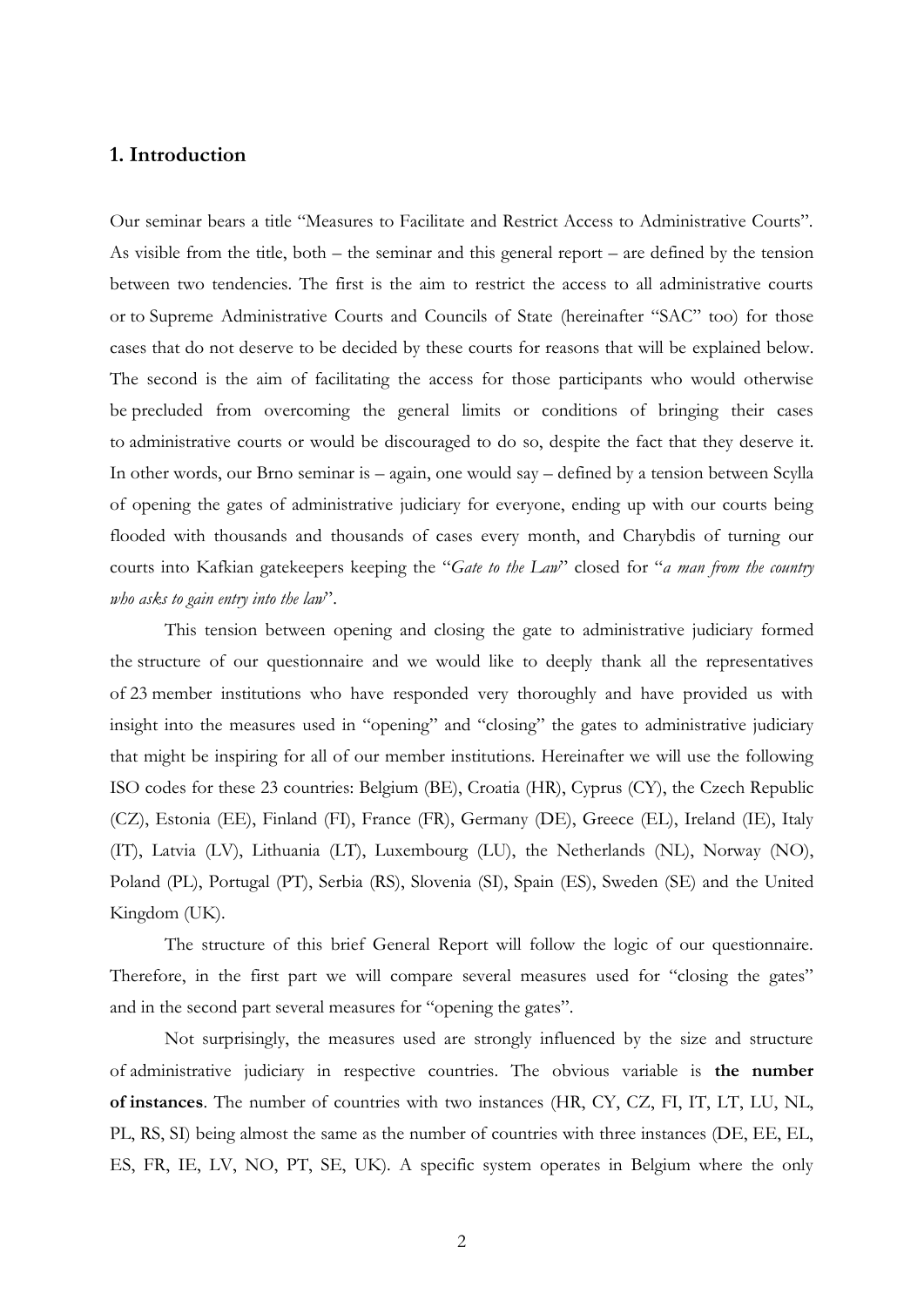## 1. Introduction

Our seminar bears a title "Measures to Facilitate and Restrict Access to Administrative Courts". As visible from the title, both – the seminar and this general report – are defined by the tension between two tendencies. The first is the aim to restrict the access to all administrative courts or to Supreme Administrative Courts and Councils of State (hereinafter "SAC" too) for those cases that do not deserve to be decided by these courts for reasons that will be explained below. The second is the aim of facilitating the access for those participants who would otherwise be precluded from overcoming the general limits or conditions of bringing their cases to administrative courts or would be discouraged to do so, despite the fact that they deserve it. In other words, our Brno seminar is – again, one would say – defined by a tension between Scylla of opening the gates of administrative judiciary for everyone, ending up with our courts being flooded with thousands and thousands of cases every month, and Charybdis of turning our courts into Kafkian gatekeepers keeping the "*Gate to the Law*" closed for "*a man from the country who asks to gain entry into the law*".

This tension between opening and closing the gate to administrative judiciary formed the structure of our questionnaire and we would like to deeply thank all the representatives of 23 member institutions who have responded very thoroughly and have provided us with insight into the measures used in "opening" and "closing" the gates to administrative judiciary that might be inspiring for all of our member institutions. Hereinafter we will use the following ISO codes for these 23 countries: Belgium (BE), Croatia (HR), Cyprus (CY), the Czech Republic (CZ), Estonia (EE), Finland (FI), France (FR), Germany (DE), Greece (EL), Ireland (IE), Italy (IT), Latvia (LV), Lithuania (LT), Luxembourg (LU), the Netherlands (NL), Norway (NO), Poland (PL), Portugal (PT), Serbia (RS), Slovenia (SI), Spain (ES), Sweden (SE) and the United Kingdom (UK).

The structure of this brief General Report will follow the logic of our questionnaire. Therefore, in the first part we will compare several measures used for "closing the gates" and in the second part several measures for "opening the gates".

Not surprisingly, the measures used are strongly influenced by the size and structure of administrative judiciary in respective countries. The obvious variable is **the number of instances**. The number of countries with two instances (HR, CY, CZ, FI, IT, LT, LU, NL, PL, RS, SI) being almost the same as the number of countries with three instances (DE, EE, EL, ES, FR, IE, LV, NO, PT, SE, UK). A specific system operates in Belgium where the only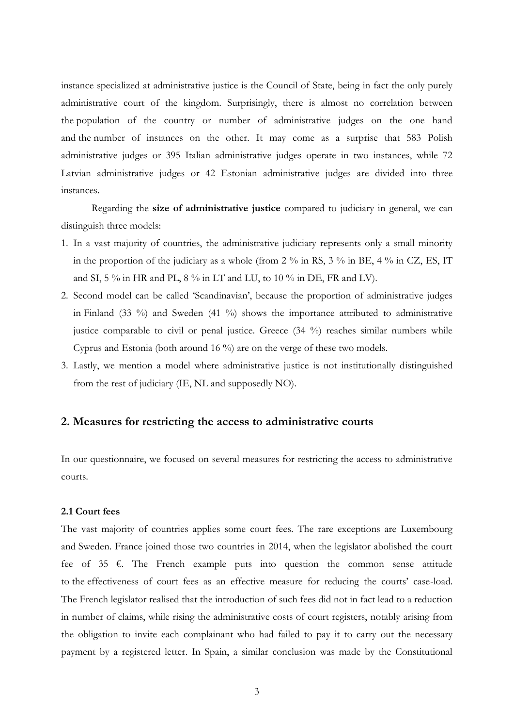instance specialized at administrative justice is the Council of State, being in fact the only purely administrative court of the kingdom. Surprisingly, there is almost no correlation between the population of the country or number of administrative judges on the one hand and the number of instances on the other. It may come as a surprise that 583 Polish administrative judges or 395 Italian administrative judges operate in two instances, while 72 Latvian administrative judges or 42 Estonian administrative judges are divided into three instances.

Regarding the **size of administrative justice** compared to judiciary in general, we can distinguish three models:

1. In a vast majority of countries, the administrative judiciary represents only a small minority in the proportion of the judiciary as a whole (from 2 % in RS, 3 % in BE, 4 % in CZ, ES, IT and SI, 5 % in HR and PL, 8 % in LT and LU, to 10 % in DE, FR and LV).
2. Second model can be called 'Scandinavian', because the proportion of administrative judges in Finland (33 %) and Sweden (41 %) shows the importance attributed to administrative justice comparable to civil or penal justice. Greece (34 %) reaches similar numbers while Cyprus and Estonia (both around 16 %) are on the verge of these two models.
3. Lastly, we mention a model where administrative justice is not institutionally distinguished from the rest of judiciary (IE, NL and supposedly NO).

## 2. Measures for restricting the access to administrative courts

In our questionnaire, we focused on several measures for restricting the access to administrative courts.

### 2.1 Court fees

The vast majority of countries applies some court fees. The rare exceptions are Luxembourg and Sweden. France joined those two countries in 2014, when the legislator abolished the court fee of 35 €. The French example puts into question the common sense attitude to the effectiveness of court fees as an effective measure for reducing the courts' case-load. The French legislator realised that the introduction of such fees did not in fact lead to a reduction in number of claims, while rising the administrative costs of court registers, notably arising from the obligation to invite each complainant who had failed to pay it to carry out the necessary payment by a registered letter. In Spain, a similar conclusion was made by the Constitutional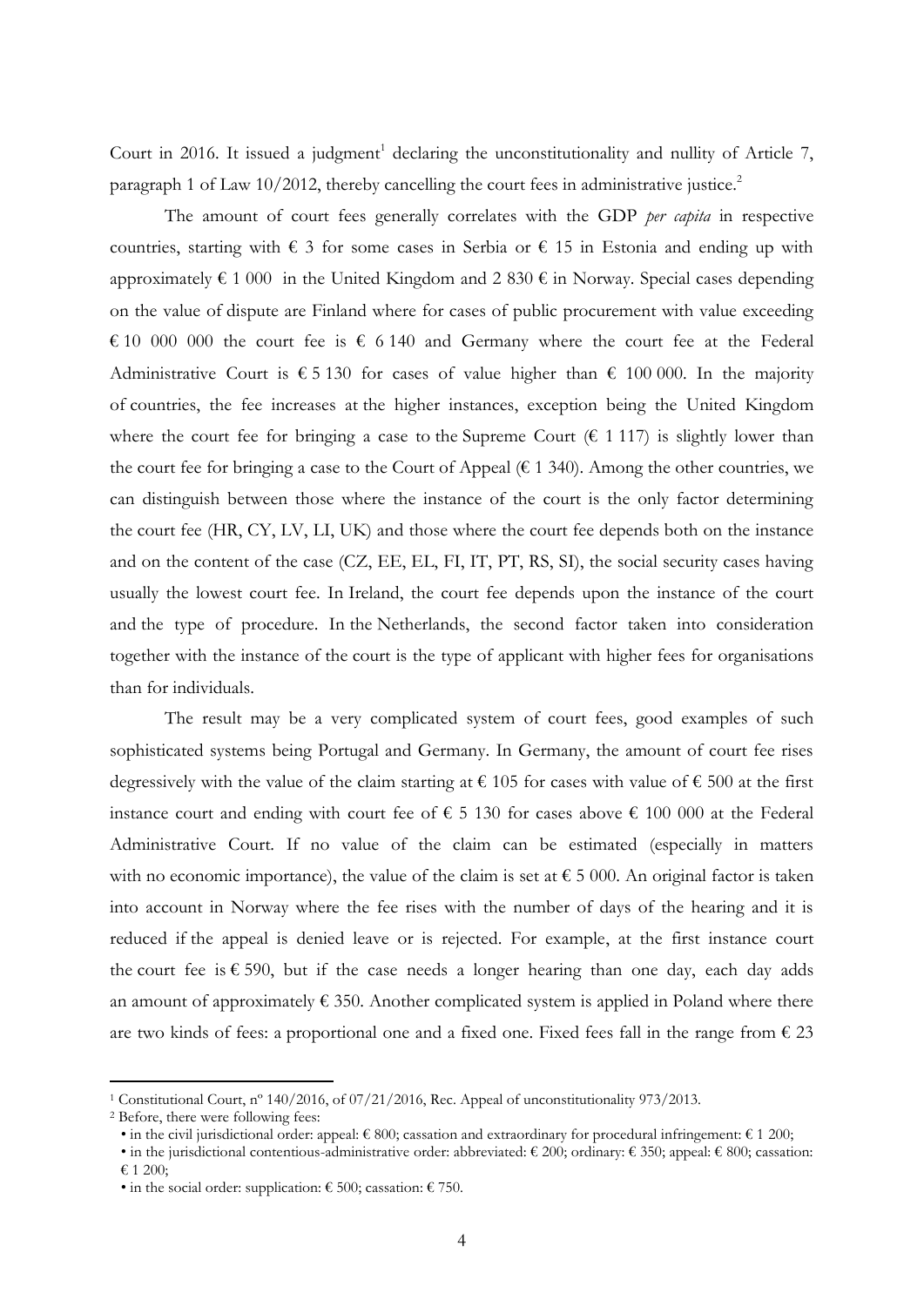Court in 2016. It issued a judgment[1] declaring the unconstitutionality and nullity of Article 7, paragraph 1 of Law 10/2012, thereby cancelling the court fees in administrative justice.[2]

The amount of court fees generally correlates with the GDP *per capita* in respective countries, starting with € 3 for some cases in Serbia or € 15 in Estonia and ending up with approximately € 1 000 in the United Kingdom and 2 830 € in Norway. Special cases depending on the value of dispute are Finland where for cases of public procurement with value exceeding € 10 000 000 the court fee is € 6 140 and Germany where the court fee at the Federal Administrative Court is € 5 130 for cases of value higher than € 100 000. In the majority of countries, the fee increases at the higher instances, exception being the United Kingdom where the court fee for bringing a case to the Supreme Court (€ 1 117) is slightly lower than the court fee for bringing a case to the Court of Appeal (€ 1 340). Among the other countries, we can distinguish between those where the instance of the court is the only factor determining the court fee (HR, CY, LV, LI, UK) and those where the court fee depends both on the instance and on the content of the case (CZ, EE, EL, FI, IT, PT, RS, SI), the social security cases having usually the lowest court fee. In Ireland, the court fee depends upon the instance of the court and the type of procedure. In the Netherlands, the second factor taken into consideration together with the instance of the court is the type of applicant with higher fees for organisations than for individuals.

The result may be a very complicated system of court fees, good examples of such sophisticated systems being Portugal and Germany. In Germany, the amount of court fee rises degressively with the value of the claim starting at € 105 for cases with value of € 500 at the first instance court and ending with court fee of € 5 130 for cases above € 100 000 at the Federal Administrative Court. If no value of the claim can be estimated (especially in matters with no economic importance), the value of the claim is set at € 5 000. An original factor is taken into account in Norway where the fee rises with the number of days of the hearing and it is reduced if the appeal is denied leave or is rejected. For example, at the first instance court the court fee is € 590, but if the case needs a longer hearing than one day, each day adds an amount of approximately € 350. Another complicated system is applied in Poland where there are two kinds of fees: a proportional one and a fixed one. Fixed fees fall in the range from € 23

---

[1] Constitutional Court, nº 140/2016, of 07/21/2016, Rec. Appeal of unconstitutionality 973/2013.

[2] Before, there were following fees:

- in the civil jurisdictional order: appeal: € 800; cassation and extraordinary for procedural infringement: € 1 200;
- in the jurisdictional contentious-administrative order: abbreviated: € 200; ordinary: € 350; appeal: € 800; cassation: € 1 200;
- in the social order: supplication: € 500; cassation: € 750.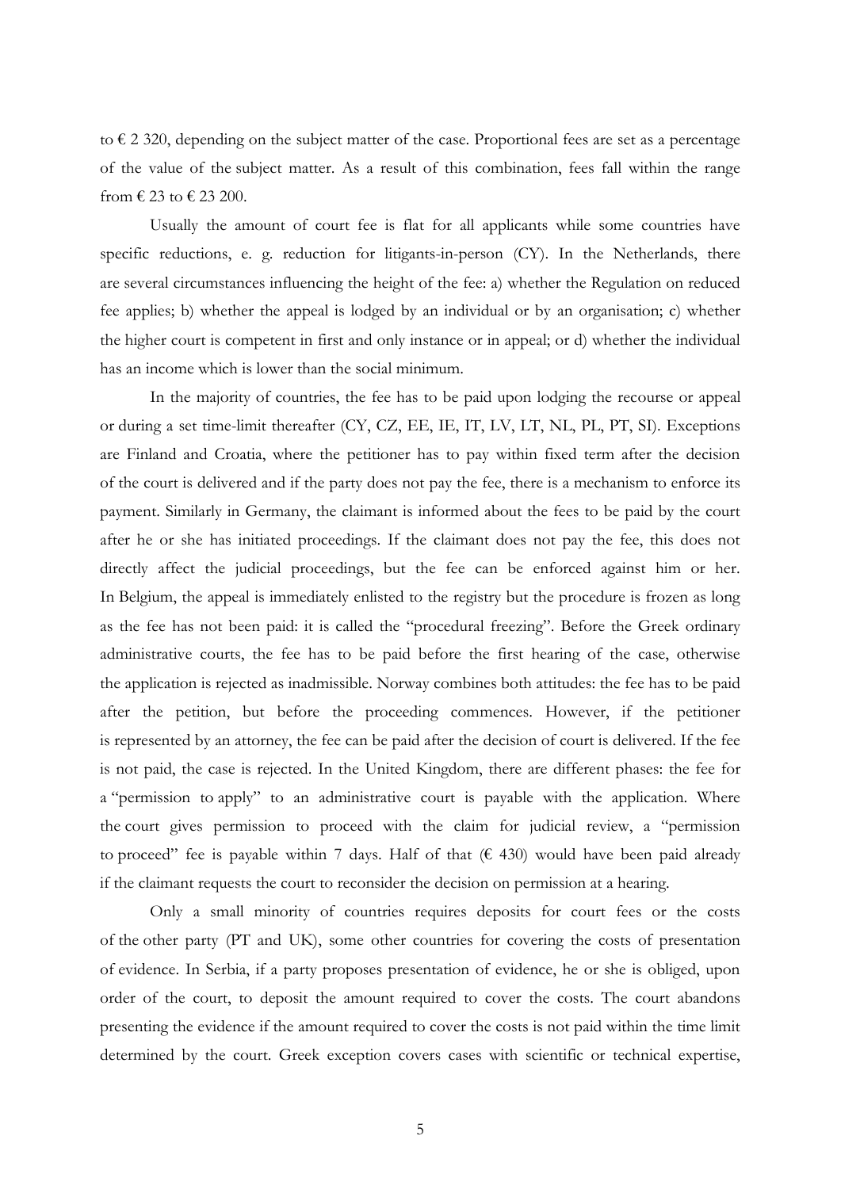to € 2 320, depending on the subject matter of the case. Proportional fees are set as a percentage of the value of the subject matter. As a result of this combination, fees fall within the range from € 23 to € 23 200.

Usually the amount of court fee is flat for all applicants while some countries have specific reductions, e. g. reduction for litigants-in-person (CY). In the Netherlands, there are several circumstances influencing the height of the fee: a) whether the Regulation on reduced fee applies; b) whether the appeal is lodged by an individual or by an organisation; c) whether the higher court is competent in first and only instance or in appeal; or d) whether the individual has an income which is lower than the social minimum.

In the majority of countries, the fee has to be paid upon lodging the recourse or appeal or during a set time-limit thereafter (CY, CZ, EE, IE, IT, LV, LT, NL, PL, PT, SI). Exceptions are Finland and Croatia, where the petitioner has to pay within fixed term after the decision of the court is delivered and if the party does not pay the fee, there is a mechanism to enforce its payment. Similarly in Germany, the claimant is informed about the fees to be paid by the court after he or she has initiated proceedings. If the claimant does not pay the fee, this does not directly affect the judicial proceedings, but the fee can be enforced against him or her. In Belgium, the appeal is immediately enlisted to the registry but the procedure is frozen as long as the fee has not been paid: it is called the "procedural freezing". Before the Greek ordinary administrative courts, the fee has to be paid before the first hearing of the case, otherwise the application is rejected as inadmissible. Norway combines both attitudes: the fee has to be paid after the petition, but before the proceeding commences. However, if the petitioner is represented by an attorney, the fee can be paid after the decision of court is delivered. If the fee is not paid, the case is rejected. In the United Kingdom, there are different phases: the fee for a "permission to apply" to an administrative court is payable with the application. Where the court gives permission to proceed with the claim for judicial review, a "permission to proceed" fee is payable within 7 days. Half of that (€ 430) would have been paid already if the claimant requests the court to reconsider the decision on permission at a hearing.

Only a small minority of countries requires deposits for court fees or the costs of the other party (PT and UK), some other countries for covering the costs of presentation of evidence. In Serbia, if a party proposes presentation of evidence, he or she is obliged, upon order of the court, to deposit the amount required to cover the costs. The court abandons presenting the evidence if the amount required to cover the costs is not paid within the time limit determined by the court. Greek exception covers cases with scientific or technical expertise,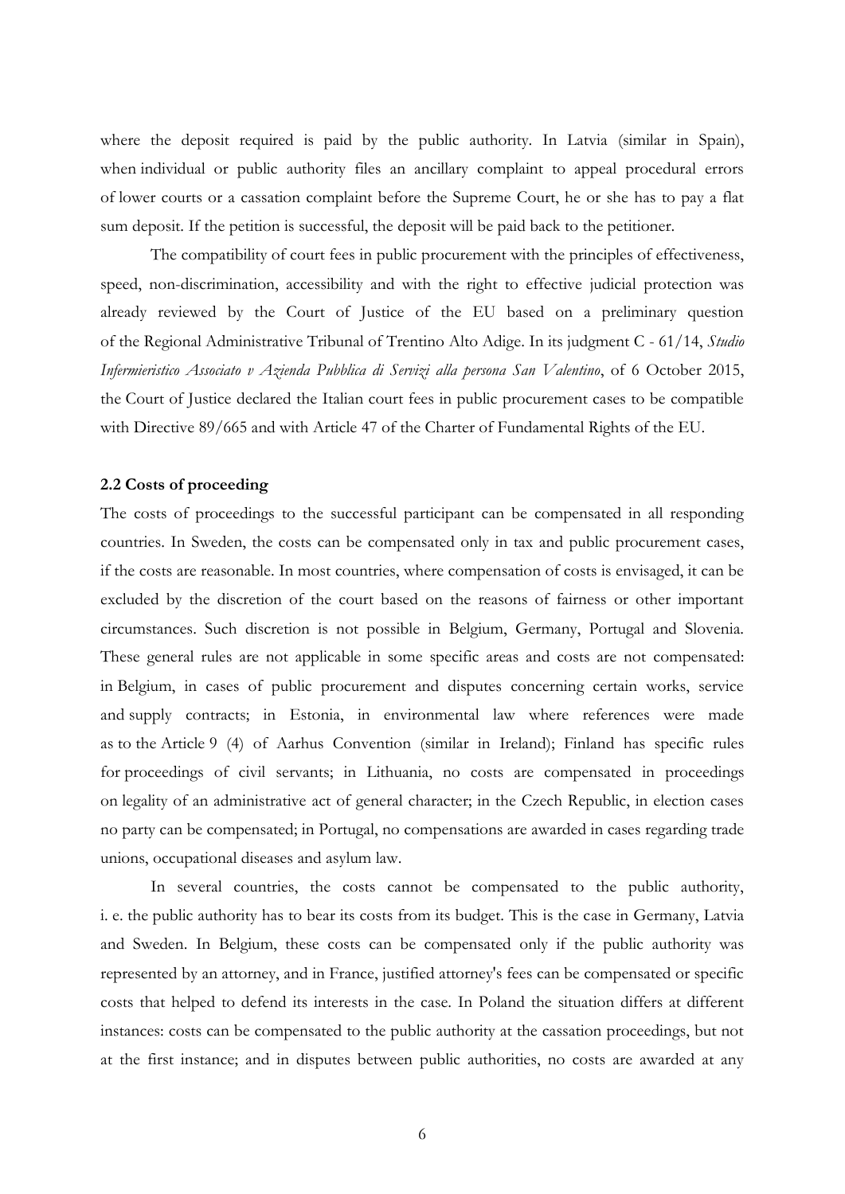where the deposit required is paid by the public authority. In Latvia (similar in Spain), when individual or public authority files an ancillary complaint to appeal procedural errors of lower courts or a cassation complaint before the Supreme Court, he or she has to pay a flat sum deposit. If the petition is successful, the deposit will be paid back to the petitioner.

The compatibility of court fees in public procurement with the principles of effectiveness, speed, non-discrimination, accessibility and with the right to effective judicial protection was already reviewed by the Court of Justice of the EU based on a preliminary question of the Regional Administrative Tribunal of Trentino Alto Adige. In its judgment C - 61/14, *Studio Infermieristico Associato v Azienda Pubblica di Servizi alla persona San Valentino*, of 6 October 2015, the Court of Justice declared the Italian court fees in public procurement cases to be compatible with Directive 89/665 and with Article 47 of the Charter of Fundamental Rights of the EU.

### 2.2 Costs of proceeding

The costs of proceedings to the successful participant can be compensated in all responding countries. In Sweden, the costs can be compensated only in tax and public procurement cases, if the costs are reasonable. In most countries, where compensation of costs is envisaged, it can be excluded by the discretion of the court based on the reasons of fairness or other important circumstances. Such discretion is not possible in Belgium, Germany, Portugal and Slovenia. These general rules are not applicable in some specific areas and costs are not compensated: in Belgium, in cases of public procurement and disputes concerning certain works, service and supply contracts; in Estonia, in environmental law where references were made as to the Article 9 (4) of Aarhus Convention (similar in Ireland); Finland has specific rules for proceedings of civil servants; in Lithuania, no costs are compensated in proceedings on legality of an administrative act of general character; in the Czech Republic, in election cases no party can be compensated; in Portugal, no compensations are awarded in cases regarding trade unions, occupational diseases and asylum law.

In several countries, the costs cannot be compensated to the public authority, i. e. the public authority has to bear its costs from its budget. This is the case in Germany, Latvia and Sweden. In Belgium, these costs can be compensated only if the public authority was represented by an attorney, and in France, justified attorney's fees can be compensated or specific costs that helped to defend its interests in the case. In Poland the situation differs at different instances: costs can be compensated to the public authority at the cassation proceedings, but not at the first instance; and in disputes between public authorities, no costs are awarded at any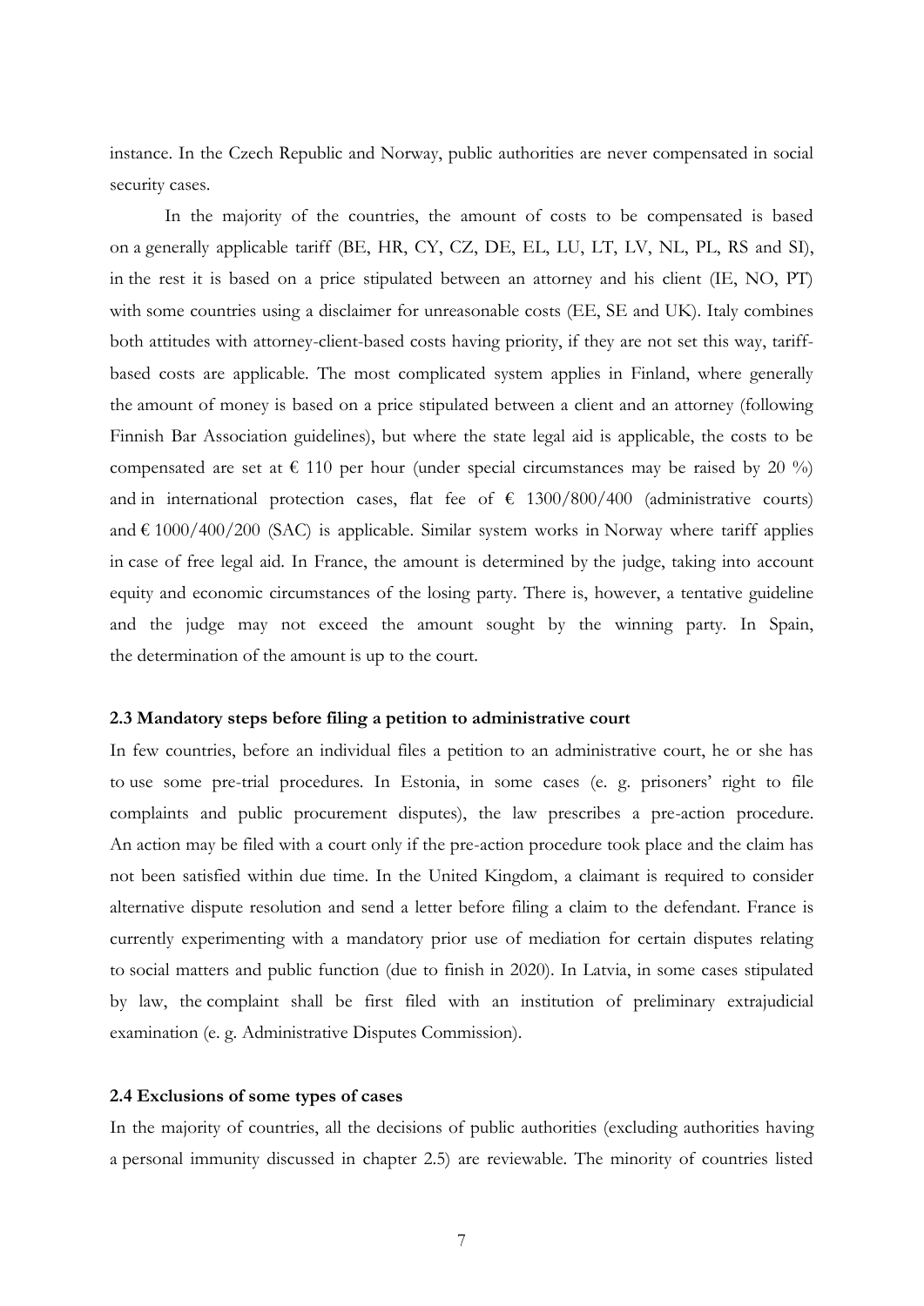instance. In the Czech Republic and Norway, public authorities are never compensated in social security cases.

In the majority of the countries, the amount of costs to be compensated is based on a generally applicable tariff (BE, HR, CY, CZ, DE, EL, LU, LT, LV, NL, PL, RS and SI), in the rest it is based on a price stipulated between an attorney and his client (IE, NO, PT) with some countries using a disclaimer for unreasonable costs (EE, SE and UK). Italy combines both attitudes with attorney-client-based costs having priority, if they are not set this way, tariff-based costs are applicable. The most complicated system applies in Finland, where generally the amount of money is based on a price stipulated between a client and an attorney (following Finnish Bar Association guidelines), but where the state legal aid is applicable, the costs to be compensated are set at € 110 per hour (under special circumstances may be raised by 20 %) and in international protection cases, flat fee of € 1300/800/400 (administrative courts) and € 1000/400/200 (SAC) is applicable. Similar system works in Norway where tariff applies in case of free legal aid. In France, the amount is determined by the judge, taking into account equity and economic circumstances of the losing party. There is, however, a tentative guideline and the judge may not exceed the amount sought by the winning party. In Spain, the determination of the amount is up to the court.

### 2.3 Mandatory steps before filing a petition to administrative court

In few countries, before an individual files a petition to an administrative court, he or she has to use some pre-trial procedures. In Estonia, in some cases (e. g. prisoners' right to file complaints and public procurement disputes), the law prescribes a pre-action procedure. An action may be filed with a court only if the pre-action procedure took place and the claim has not been satisfied within due time. In the United Kingdom, a claimant is required to consider alternative dispute resolution and send a letter before filing a claim to the defendant. France is currently experimenting with a mandatory prior use of mediation for certain disputes relating to social matters and public function (due to finish in 2020). In Latvia, in some cases stipulated by law, the complaint shall be first filed with an institution of preliminary extrajudicial examination (e. g. Administrative Disputes Commission).

### 2.4 Exclusions of some types of cases

In the majority of countries, all the decisions of public authorities (excluding authorities having a personal immunity discussed in chapter 2.5) are reviewable. The minority of countries listed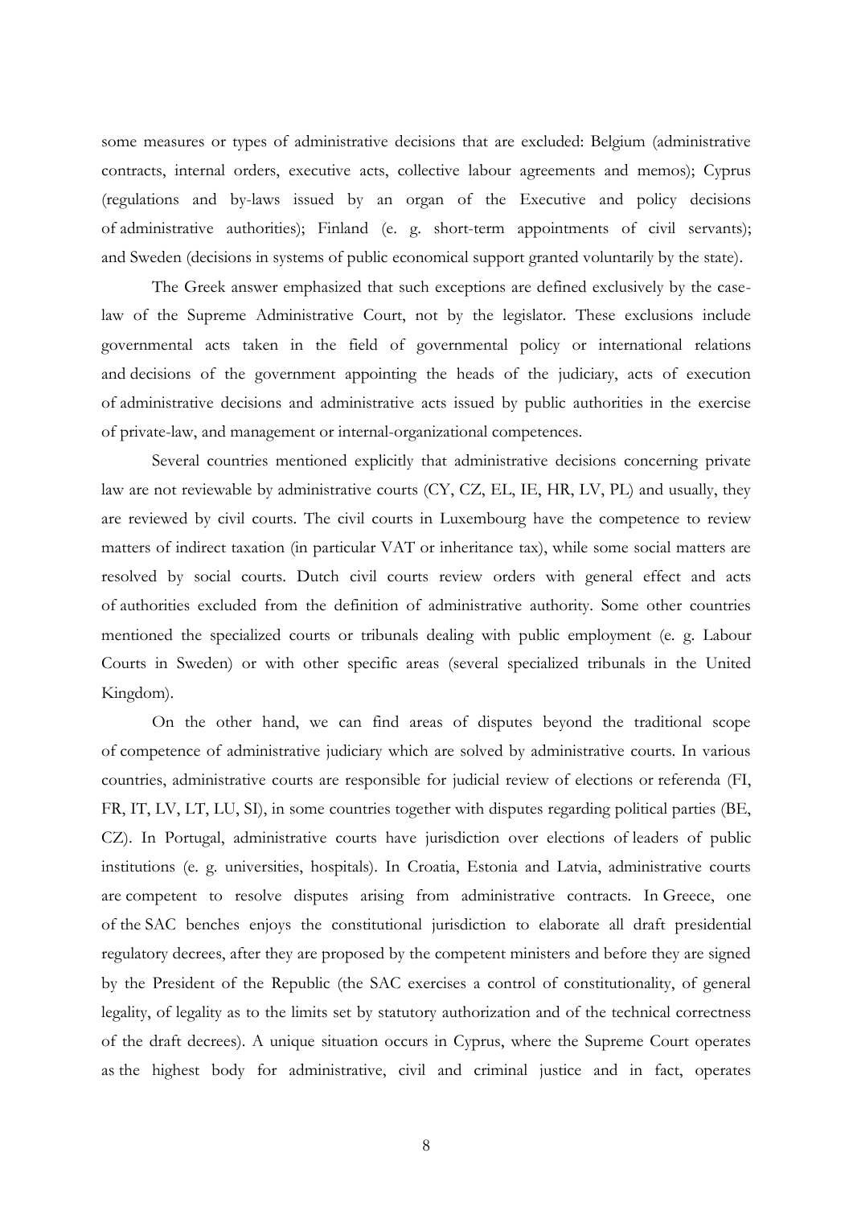some measures or types of administrative decisions that are excluded: Belgium (administrative contracts, internal orders, executive acts, collective labour agreements and memos); Cyprus (regulations and by-laws issued by an organ of the Executive and policy decisions of administrative authorities); Finland (e. g. short-term appointments of civil servants); and Sweden (decisions in systems of public economical support granted voluntarily by the state).

The Greek answer emphasized that such exceptions are defined exclusively by the case-law of the Supreme Administrative Court, not by the legislator. These exclusions include governmental acts taken in the field of governmental policy or international relations and decisions of the government appointing the heads of the judiciary, acts of execution of administrative decisions and administrative acts issued by public authorities in the exercise of private-law, and management or internal-organizational competences.

Several countries mentioned explicitly that administrative decisions concerning private law are not reviewable by administrative courts (CY, CZ, EL, IE, HR, LV, PL) and usually, they are reviewed by civil courts. The civil courts in Luxembourg have the competence to review matters of indirect taxation (in particular VAT or inheritance tax), while some social matters are resolved by social courts. Dutch civil courts review orders with general effect and acts of authorities excluded from the definition of administrative authority. Some other countries mentioned the specialized courts or tribunals dealing with public employment (e. g. Labour Courts in Sweden) or with other specific areas (several specialized tribunals in the United Kingdom).

On the other hand, we can find areas of disputes beyond the traditional scope of competence of administrative judiciary which are solved by administrative courts. In various countries, administrative courts are responsible for judicial review of elections or referenda (FI, FR, IT, LV, LT, LU, SI), in some countries together with disputes regarding political parties (BE, CZ). In Portugal, administrative courts have jurisdiction over elections of leaders of public institutions (e. g. universities, hospitals). In Croatia, Estonia and Latvia, administrative courts are competent to resolve disputes arising from administrative contracts. In Greece, one of the SAC benches enjoys the constitutional jurisdiction to elaborate all draft presidential regulatory decrees, after they are proposed by the competent ministers and before they are signed by the President of the Republic (the SAC exercises a control of constitutionality, of general legality, of legality as to the limits set by statutory authorization and of the technical correctness of the draft decrees). A unique situation occurs in Cyprus, where the Supreme Court operates as the highest body for administrative, civil and criminal justice and in fact, operates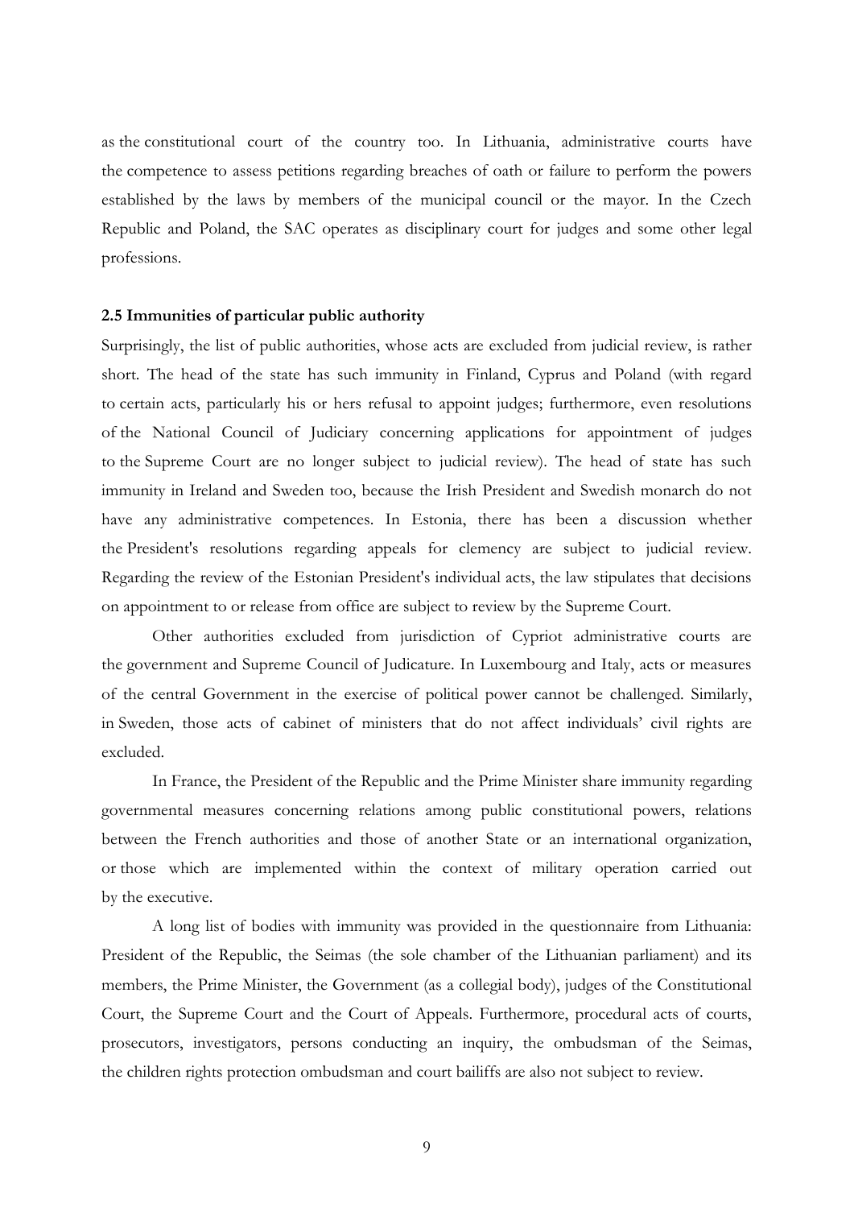as the constitutional court of the country too. In Lithuania, administrative courts have the competence to assess petitions regarding breaches of oath or failure to perform the powers established by the laws by members of the municipal council or the mayor. In the Czech Republic and Poland, the SAC operates as disciplinary court for judges and some other legal professions.

### 2.5 Immunities of particular public authority

Surprisingly, the list of public authorities, whose acts are excluded from judicial review, is rather short. The head of the state has such immunity in Finland, Cyprus and Poland (with regard to certain acts, particularly his or hers refusal to appoint judges; furthermore, even resolutions of the National Council of Judiciary concerning applications for appointment of judges to the Supreme Court are no longer subject to judicial review). The head of state has such immunity in Ireland and Sweden too, because the Irish President and Swedish monarch do not have any administrative competences. In Estonia, there has been a discussion whether the President's resolutions regarding appeals for clemency are subject to judicial review. Regarding the review of the Estonian President's individual acts, the law stipulates that decisions on appointment to or release from office are subject to review by the Supreme Court.

Other authorities excluded from jurisdiction of Cypriot administrative courts are the government and Supreme Council of Judicature. In Luxembourg and Italy, acts or measures of the central Government in the exercise of political power cannot be challenged. Similarly, in Sweden, those acts of cabinet of ministers that do not affect individuals' civil rights are excluded.

In France, the President of the Republic and the Prime Minister share immunity regarding governmental measures concerning relations among public constitutional powers, relations between the French authorities and those of another State or an international organization, or those which are implemented within the context of military operation carried out by the executive.

A long list of bodies with immunity was provided in the questionnaire from Lithuania: President of the Republic, the Seimas (the sole chamber of the Lithuanian parliament) and its members, the Prime Minister, the Government (as a collegial body), judges of the Constitutional Court, the Supreme Court and the Court of Appeals. Furthermore, procedural acts of courts, prosecutors, investigators, persons conducting an inquiry, the ombudsman of the Seimas, the children rights protection ombudsman and court bailiffs are also not subject to review.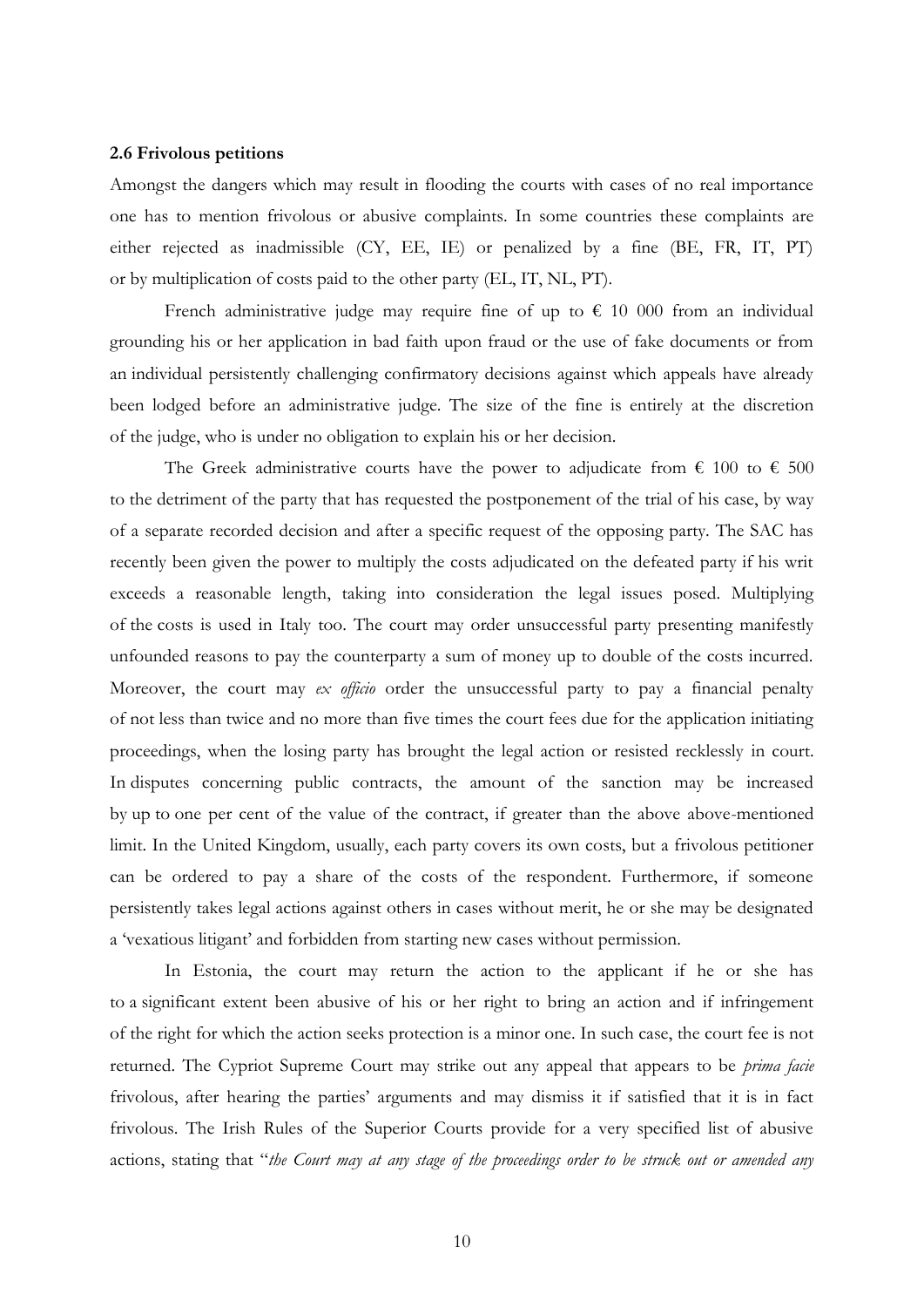**2.6 Frivolous petitions**

Amongst the dangers which may result in flooding the courts with cases of no real importance one has to mention frivolous or abusive complaints. In some countries these complaints are either rejected as inadmissible (CY, EE, IE) or penalized by a fine (BE, FR, IT, PT) or by multiplication of costs paid to the other party (EL, IT, NL, PT).

French administrative judge may require fine of up to € 10 000 from an individual grounding his or her application in bad faith upon fraud or the use of fake documents or from an individual persistently challenging confirmatory decisions against which appeals have already been lodged before an administrative judge. The size of the fine is entirely at the discretion of the judge, who is under no obligation to explain his or her decision.

The Greek administrative courts have the power to adjudicate from € 100 to € 500 to the detriment of the party that has requested the postponement of the trial of his case, by way of a separate recorded decision and after a specific request of the opposing party. The SAC has recently been given the power to multiply the costs adjudicated on the defeated party if his writ exceeds a reasonable length, taking into consideration the legal issues posed. Multiplying of the costs is used in Italy too. The court may order unsuccessful party presenting manifestly unfounded reasons to pay the counterparty a sum of money up to double of the costs incurred. Moreover, the court may *ex officio* order the unsuccessful party to pay a financial penalty of not less than twice and no more than five times the court fees due for the application initiating proceedings, when the losing party has brought the legal action or resisted recklessly in court. In disputes concerning public contracts, the amount of the sanction may be increased by up to one per cent of the value of the contract, if greater than the above above-mentioned limit. In the United Kingdom, usually, each party covers its own costs, but a frivolous petitioner can be ordered to pay a share of the costs of the respondent. Furthermore, if someone persistently takes legal actions against others in cases without merit, he or she may be designated a 'vexatious litigant' and forbidden from starting new cases without permission.

In Estonia, the court may return the action to the applicant if he or she has to a significant extent been abusive of his or her right to bring an action and if infringement of the right for which the action seeks protection is a minor one. In such case, the court fee is not returned. The Cypriot Supreme Court may strike out any appeal that appears to be *prima facie* frivolous, after hearing the parties' arguments and may dismiss it if satisfied that it is in fact frivolous. The Irish Rules of the Superior Courts provide for a very specified list of abusive actions, stating that "*the Court may at any stage of the proceedings order to be struck out or amended any*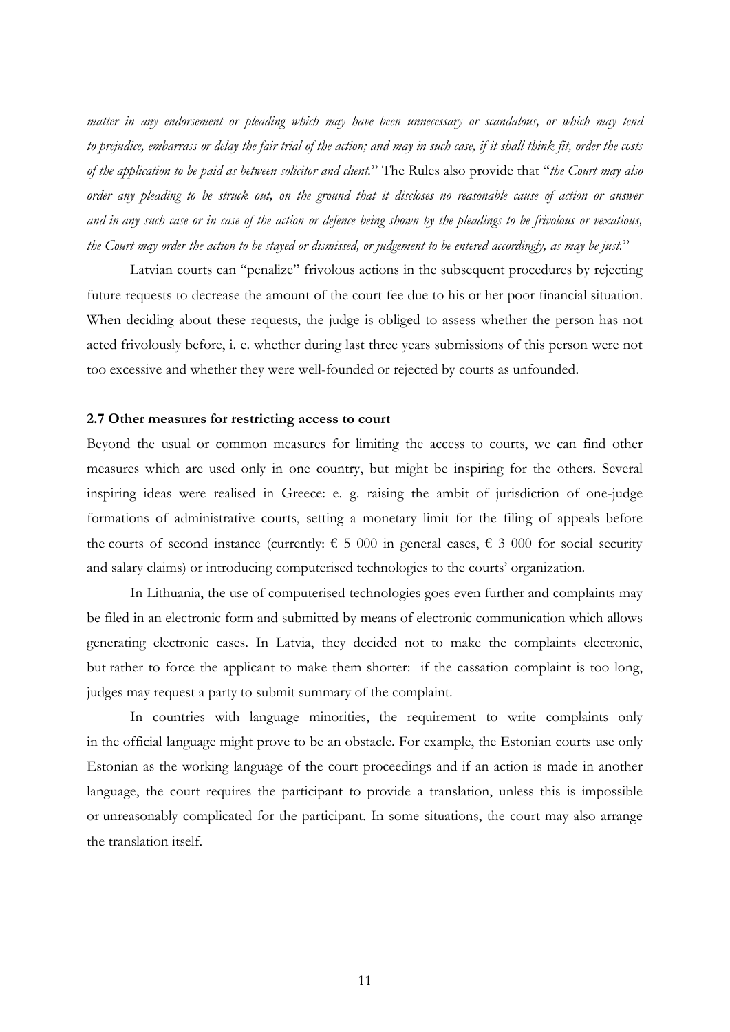*matter in any endorsement or pleading which may have been unnecessary or scandalous, or which may tend to prejudice, embarrass or delay the fair trial of the action; and may in such case, if it shall think fit, order the costs of the application to be paid as between solicitor and client.*" The Rules also provide that "*the Court may also order any pleading to be struck out, on the ground that it discloses no reasonable cause of action or answer and in any such case or in case of the action or defence being shown by the pleadings to be frivolous or vexatious, the Court may order the action to be stayed or dismissed, or judgement to be entered accordingly, as may be just.*"

Latvian courts can "penalize" frivolous actions in the subsequent procedures by rejecting future requests to decrease the amount of the court fee due to his or her poor financial situation. When deciding about these requests, the judge is obliged to assess whether the person has not acted frivolously before, i. e. whether during last three years submissions of this person were not too excessive and whether they were well-founded or rejected by courts as unfounded.

### 2.7 Other measures for restricting access to court

Beyond the usual or common measures for limiting the access to courts, we can find other measures which are used only in one country, but might be inspiring for the others. Several inspiring ideas were realised in Greece: e. g. raising the ambit of jurisdiction of one-judge formations of administrative courts, setting a monetary limit for the filing of appeals before the courts of second instance (currently: € 5 000 in general cases, € 3 000 for social security and salary claims) or introducing computerised technologies to the courts' organization.

In Lithuania, the use of computerised technologies goes even further and complaints may be filed in an electronic form and submitted by means of electronic communication which allows generating electronic cases. In Latvia, they decided not to make the complaints electronic, but rather to force the applicant to make them shorter: if the cassation complaint is too long, judges may request a party to submit summary of the complaint.

In countries with language minorities, the requirement to write complaints only in the official language might prove to be an obstacle. For example, the Estonian courts use only Estonian as the working language of the court proceedings and if an action is made in another language, the court requires the participant to provide a translation, unless this is impossible or unreasonably complicated for the participant. In some situations, the court may also arrange the translation itself.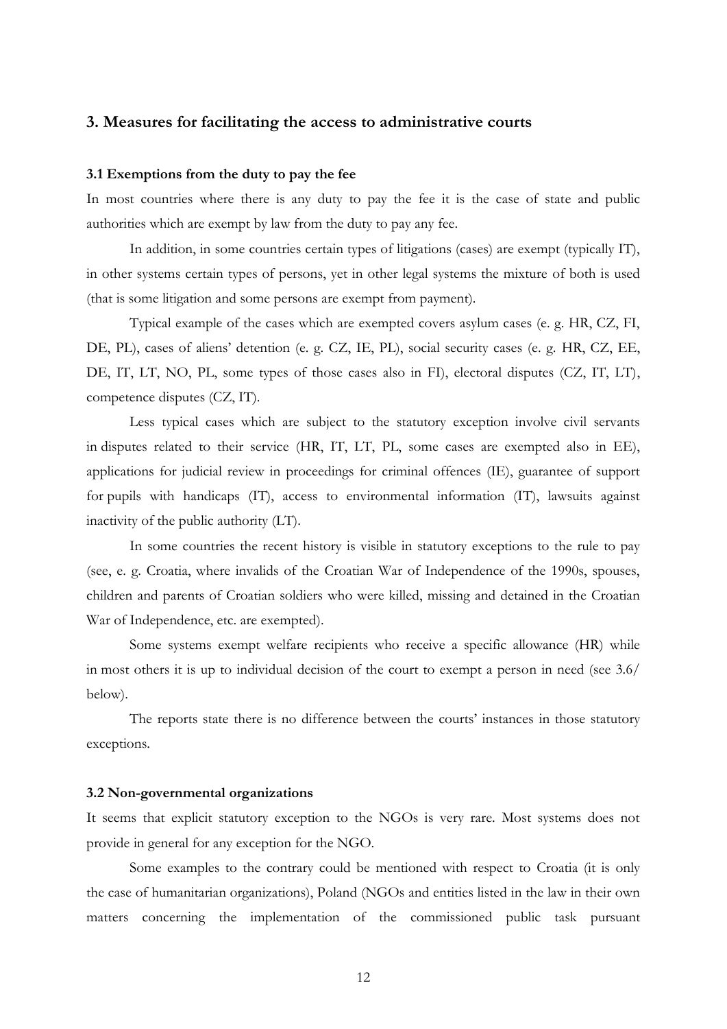## 3. Measures for facilitating the access to administrative courts

### 3.1 Exemptions from the duty to pay the fee

In most countries where there is any duty to pay the fee it is the case of state and public authorities which are exempt by law from the duty to pay any fee.

In addition, in some countries certain types of litigations (cases) are exempt (typically IT), in other systems certain types of persons, yet in other legal systems the mixture of both is used (that is some litigation and some persons are exempt from payment).

Typical example of the cases which are exempted covers asylum cases (e. g. HR, CZ, FI, DE, PL), cases of aliens' detention (e. g. CZ, IE, PL), social security cases (e. g. HR, CZ, EE, DE, IT, LT, NO, PL, some types of those cases also in FI), electoral disputes (CZ, IT, LT), competence disputes (CZ, IT).

Less typical cases which are subject to the statutory exception involve civil servants in disputes related to their service (HR, IT, LT, PL, some cases are exempted also in EE), applications for judicial review in proceedings for criminal offences (IE), guarantee of support for pupils with handicaps (IT), access to environmental information (IT), lawsuits against inactivity of the public authority (LT).

In some countries the recent history is visible in statutory exceptions to the rule to pay (see, e. g. Croatia, where invalids of the Croatian War of Independence of the 1990s, spouses, children and parents of Croatian soldiers who were killed, missing and detained in the Croatian War of Independence, etc. are exempted).

Some systems exempt welfare recipients who receive a specific allowance (HR) while in most others it is up to individual decision of the court to exempt a person in need (see 3.6/ below).

The reports state there is no difference between the courts' instances in those statutory exceptions.

### 3.2 Non-governmental organizations

It seems that explicit statutory exception to the NGOs is very rare. Most systems does not provide in general for any exception for the NGO.

Some examples to the contrary could be mentioned with respect to Croatia (it is only the case of humanitarian organizations), Poland (NGOs and entities listed in the law in their own matters concerning the implementation of the commissioned public task pursuant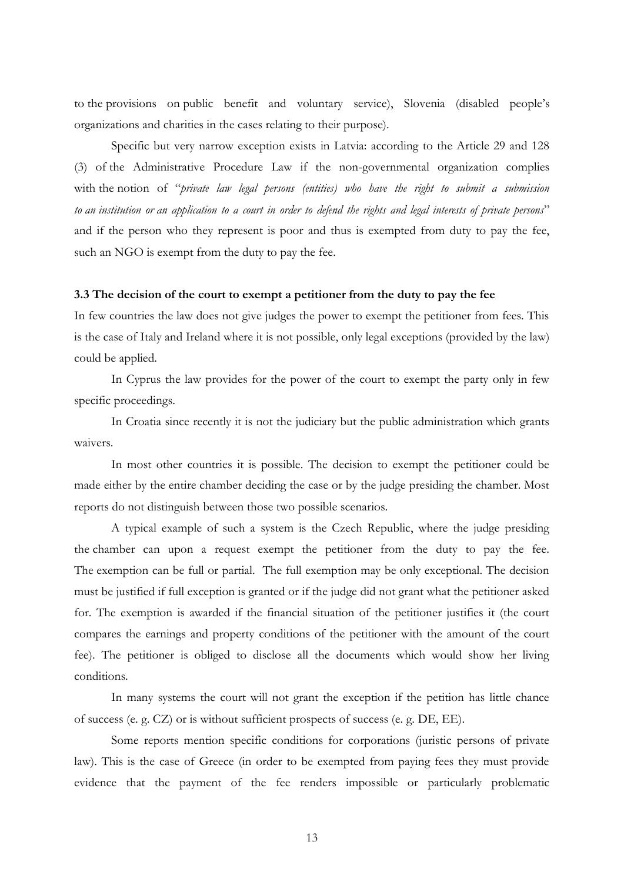to the provisions on public benefit and voluntary service), Slovenia (disabled people's organizations and charities in the cases relating to their purpose).

Specific but very narrow exception exists in Latvia: according to the Article 29 and 128 (3) of the Administrative Procedure Law if the non-governmental organization complies with the notion of "*private law legal persons (entities) who have the right to submit a submission to an institution or an application to a court in order to defend the rights and legal interests of private persons*" and if the person who they represent is poor and thus is exempted from duty to pay the fee, such an NGO is exempt from the duty to pay the fee.

### 3.3 The decision of the court to exempt a petitioner from the duty to pay the fee

In few countries the law does not give judges the power to exempt the petitioner from fees. This is the case of Italy and Ireland where it is not possible, only legal exceptions (provided by the law) could be applied.

In Cyprus the law provides for the power of the court to exempt the party only in few specific proceedings.

In Croatia since recently it is not the judiciary but the public administration which grants waivers.

In most other countries it is possible. The decision to exempt the petitioner could be made either by the entire chamber deciding the case or by the judge presiding the chamber. Most reports do not distinguish between those two possible scenarios.

A typical example of such a system is the Czech Republic, where the judge presiding the chamber can upon a request exempt the petitioner from the duty to pay the fee. The exemption can be full or partial. The full exemption may be only exceptional. The decision must be justified if full exception is granted or if the judge did not grant what the petitioner asked for. The exemption is awarded if the financial situation of the petitioner justifies it (the court compares the earnings and property conditions of the petitioner with the amount of the court fee). The petitioner is obliged to disclose all the documents which would show her living conditions.

In many systems the court will not grant the exception if the petition has little chance of success (e. g. CZ) or is without sufficient prospects of success (e. g. DE, EE).

Some reports mention specific conditions for corporations (juristic persons of private law). This is the case of Greece (in order to be exempted from paying fees they must provide evidence that the payment of the fee renders impossible or particularly problematic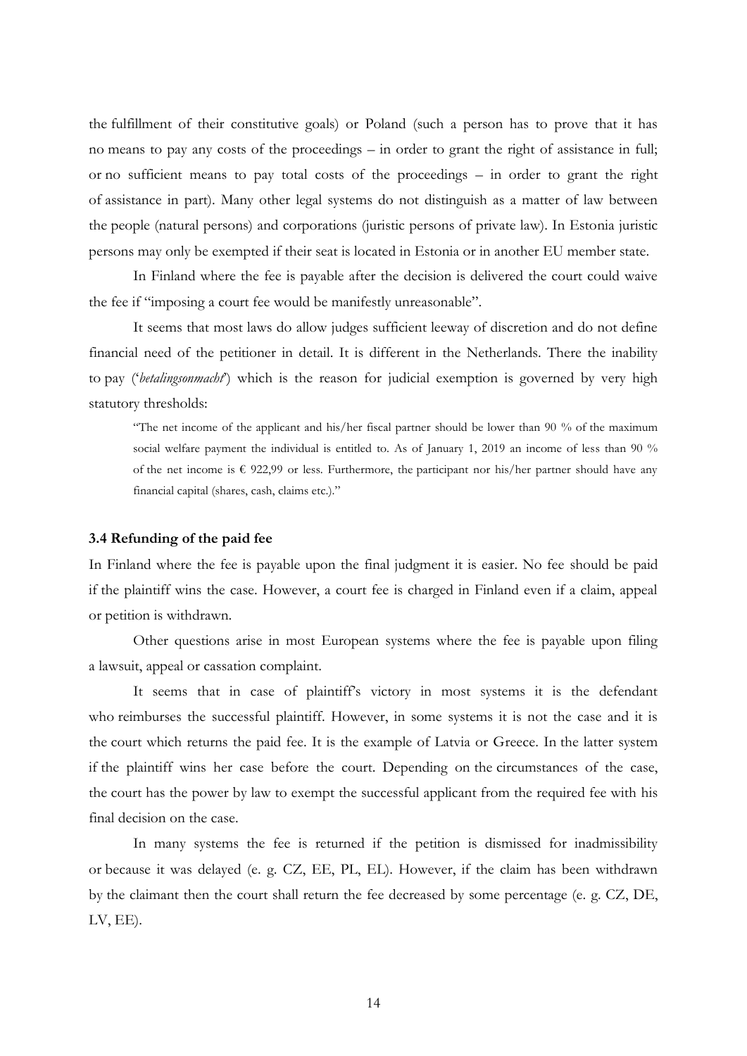the fulfillment of their constitutive goals) or Poland (such a person has to prove that it has no means to pay any costs of the proceedings – in order to grant the right of assistance in full; or no sufficient means to pay total costs of the proceedings – in order to grant the right of assistance in part). Many other legal systems do not distinguish as a matter of law between the people (natural persons) and corporations (juristic persons of private law). In Estonia juristic persons may only be exempted if their seat is located in Estonia or in another EU member state.

In Finland where the fee is payable after the decision is delivered the court could waive the fee if "imposing a court fee would be manifestly unreasonable".

It seems that most laws do allow judges sufficient leeway of discretion and do not define financial need of the petitioner in detail. It is different in the Netherlands. There the inability to pay ('*betalingsonmacht*') which is the reason for judicial exemption is governed by very high statutory thresholds:

> "The net income of the applicant and his/her fiscal partner should be lower than 90 % of the maximum social welfare payment the individual is entitled to. As of January 1, 2019 an income of less than 90 % of the net income is € 922,99 or less. Furthermore, the participant nor his/her partner should have any financial capital (shares, cash, claims etc.)."

### 3.4 Refunding of the paid fee

In Finland where the fee is payable upon the final judgment it is easier. No fee should be paid if the plaintiff wins the case. However, a court fee is charged in Finland even if a claim, appeal or petition is withdrawn.

Other questions arise in most European systems where the fee is payable upon filing a lawsuit, appeal or cassation complaint.

It seems that in case of plaintiff's victory in most systems it is the defendant who reimburses the successful plaintiff. However, in some systems it is not the case and it is the court which returns the paid fee. It is the example of Latvia or Greece. In the latter system if the plaintiff wins her case before the court. Depending on the circumstances of the case, the court has the power by law to exempt the successful applicant from the required fee with his final decision on the case.

In many systems the fee is returned if the petition is dismissed for inadmissibility or because it was delayed (e. g. CZ, EE, PL, EL). However, if the claim has been withdrawn by the claimant then the court shall return the fee decreased by some percentage (e. g. CZ, DE, LV, EE).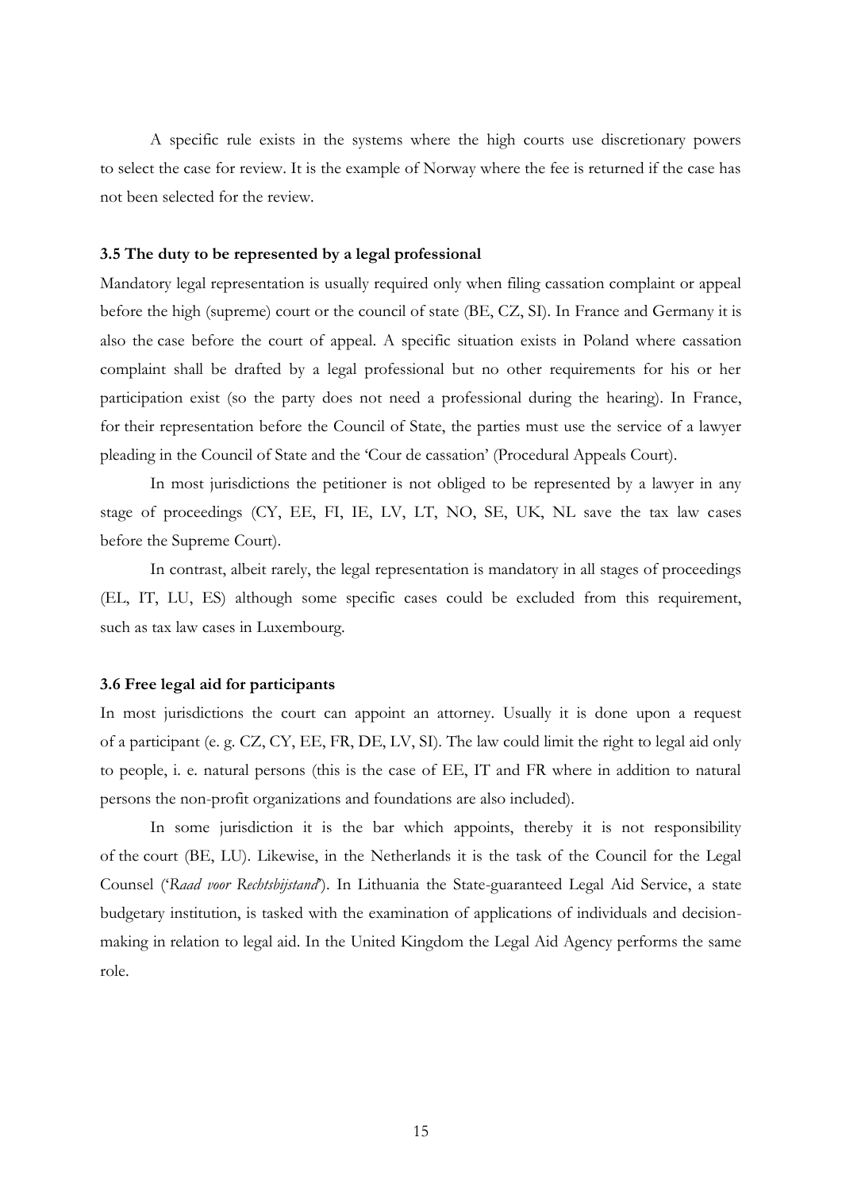A specific rule exists in the systems where the high courts use discretionary powers to select the case for review. It is the example of Norway where the fee is returned if the case has not been selected for the review.

### 3.5 The duty to be represented by a legal professional

Mandatory legal representation is usually required only when filing cassation complaint or appeal before the high (supreme) court or the council of state (BE, CZ, SI). In France and Germany it is also the case before the court of appeal. A specific situation exists in Poland where cassation complaint shall be drafted by a legal professional but no other requirements for his or her participation exist (so the party does not need a professional during the hearing). In France, for their representation before the Council of State, the parties must use the service of a lawyer pleading in the Council of State and the 'Cour de cassation' (Procedural Appeals Court).

In most jurisdictions the petitioner is not obliged to be represented by a lawyer in any stage of proceedings (CY, EE, FI, IE, LV, LT, NO, SE, UK, NL save the tax law cases before the Supreme Court).

In contrast, albeit rarely, the legal representation is mandatory in all stages of proceedings (EL, IT, LU, ES) although some specific cases could be excluded from this requirement, such as tax law cases in Luxembourg.

### 3.6 Free legal aid for participants

In most jurisdictions the court can appoint an attorney. Usually it is done upon a request of a participant (e. g. CZ, CY, EE, FR, DE, LV, SI). The law could limit the right to legal aid only to people, i. e. natural persons (this is the case of EE, IT and FR where in addition to natural persons the non-profit organizations and foundations are also included).

In some jurisdiction it is the bar which appoints, thereby it is not responsibility of the court (BE, LU). Likewise, in the Netherlands it is the task of the Council for the Legal Counsel ('*Raad voor Rechtsbijstand*'). In Lithuania the State-guaranteed Legal Aid Service, a state budgetary institution, is tasked with the examination of applications of individuals and decision-making in relation to legal aid. In the United Kingdom the Legal Aid Agency performs the same role.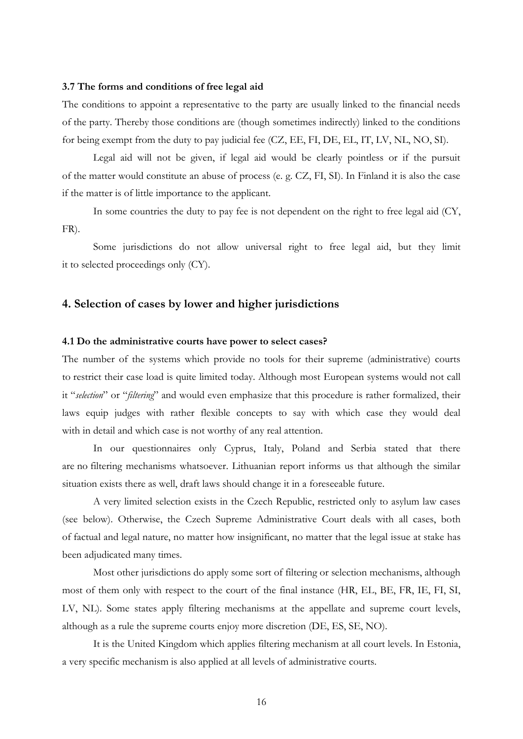### 3.7 The forms and conditions of free legal aid

The conditions to appoint a representative to the party are usually linked to the financial needs of the party. Thereby those conditions are (though sometimes indirectly) linked to the conditions for being exempt from the duty to pay judicial fee (CZ, EE, FI, DE, EL, IT, LV, NL, NO, SI).

Legal aid will not be given, if legal aid would be clearly pointless or if the pursuit of the matter would constitute an abuse of process (e. g. CZ, FI, SI). In Finland it is also the case if the matter is of little importance to the applicant.

In some countries the duty to pay fee is not dependent on the right to free legal aid (CY, FR).

Some jurisdictions do not allow universal right to free legal aid, but they limit it to selected proceedings only (CY).

## 4. Selection of cases by lower and higher jurisdictions

### 4.1 Do the administrative courts have power to select cases?

The number of the systems which provide no tools for their supreme (administrative) courts to restrict their case load is quite limited today. Although most European systems would not call it "*selection*" or "*filtering*" and would even emphasize that this procedure is rather formalized, their laws equip judges with rather flexible concepts to say with which case they would deal with in detail and which case is not worthy of any real attention.

In our questionnaires only Cyprus, Italy, Poland and Serbia stated that there are no filtering mechanisms whatsoever. Lithuanian report informs us that although the similar situation exists there as well, draft laws should change it in a foreseeable future.

A very limited selection exists in the Czech Republic, restricted only to asylum law cases (see below). Otherwise, the Czech Supreme Administrative Court deals with all cases, both of factual and legal nature, no matter how insignificant, no matter that the legal issue at stake has been adjudicated many times.

Most other jurisdictions do apply some sort of filtering or selection mechanisms, although most of them only with respect to the court of the final instance (HR, EL, BE, FR, IE, FI, SI, LV, NL). Some states apply filtering mechanisms at the appellate and supreme court levels, although as a rule the supreme courts enjoy more discretion (DE, ES, SE, NO).

It is the United Kingdom which applies filtering mechanism at all court levels. In Estonia, a very specific mechanism is also applied at all levels of administrative courts.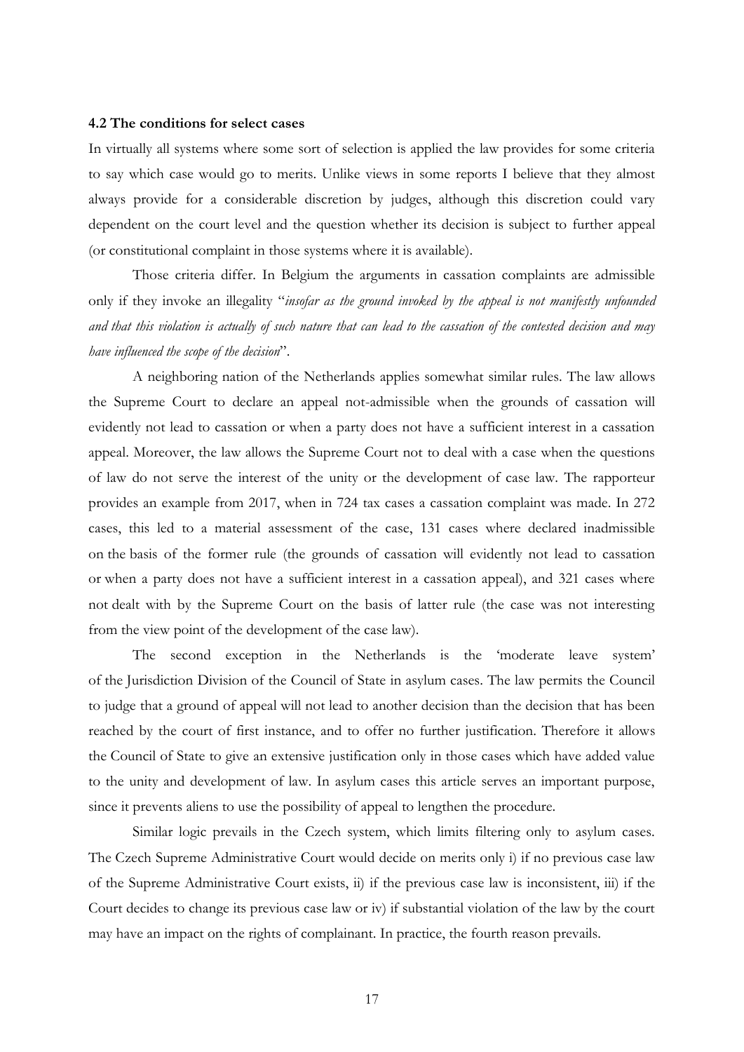### 4.2 The conditions for select cases

In virtually all systems where some sort of selection is applied the law provides for some criteria to say which case would go to merits. Unlike views in some reports I believe that they almost always provide for a considerable discretion by judges, although this discretion could vary dependent on the court level and the question whether its decision is subject to further appeal (or constitutional complaint in those systems where it is available).

Those criteria differ. In Belgium the arguments in cassation complaints are admissible only if they invoke an illegality "*insofar as the ground invoked by the appeal is not manifestly unfounded and that this violation is actually of such nature that can lead to the cassation of the contested decision and may have influenced the scope of the decision*".

A neighboring nation of the Netherlands applies somewhat similar rules. The law allows the Supreme Court to declare an appeal not-admissible when the grounds of cassation will evidently not lead to cassation or when a party does not have a sufficient interest in a cassation appeal. Moreover, the law allows the Supreme Court not to deal with a case when the questions of law do not serve the interest of the unity or the development of case law. The rapporteur provides an example from 2017, when in 724 tax cases a cassation complaint was made. In 272 cases, this led to a material assessment of the case, 131 cases where declared inadmissible on the basis of the former rule (the grounds of cassation will evidently not lead to cassation or when a party does not have a sufficient interest in a cassation appeal), and 321 cases where not dealt with by the Supreme Court on the basis of latter rule (the case was not interesting from the view point of the development of the case law).

The second exception in the Netherlands is the 'moderate leave system' of the Jurisdiction Division of the Council of State in asylum cases. The law permits the Council to judge that a ground of appeal will not lead to another decision than the decision that has been reached by the court of first instance, and to offer no further justification. Therefore it allows the Council of State to give an extensive justification only in those cases which have added value to the unity and development of law. In asylum cases this article serves an important purpose, since it prevents aliens to use the possibility of appeal to lengthen the procedure.

Similar logic prevails in the Czech system, which limits filtering only to asylum cases. The Czech Supreme Administrative Court would decide on merits only i) if no previous case law of the Supreme Administrative Court exists, ii) if the previous case law is inconsistent, iii) if the Court decides to change its previous case law or iv) if substantial violation of the law by the court may have an impact on the rights of complainant. In practice, the fourth reason prevails.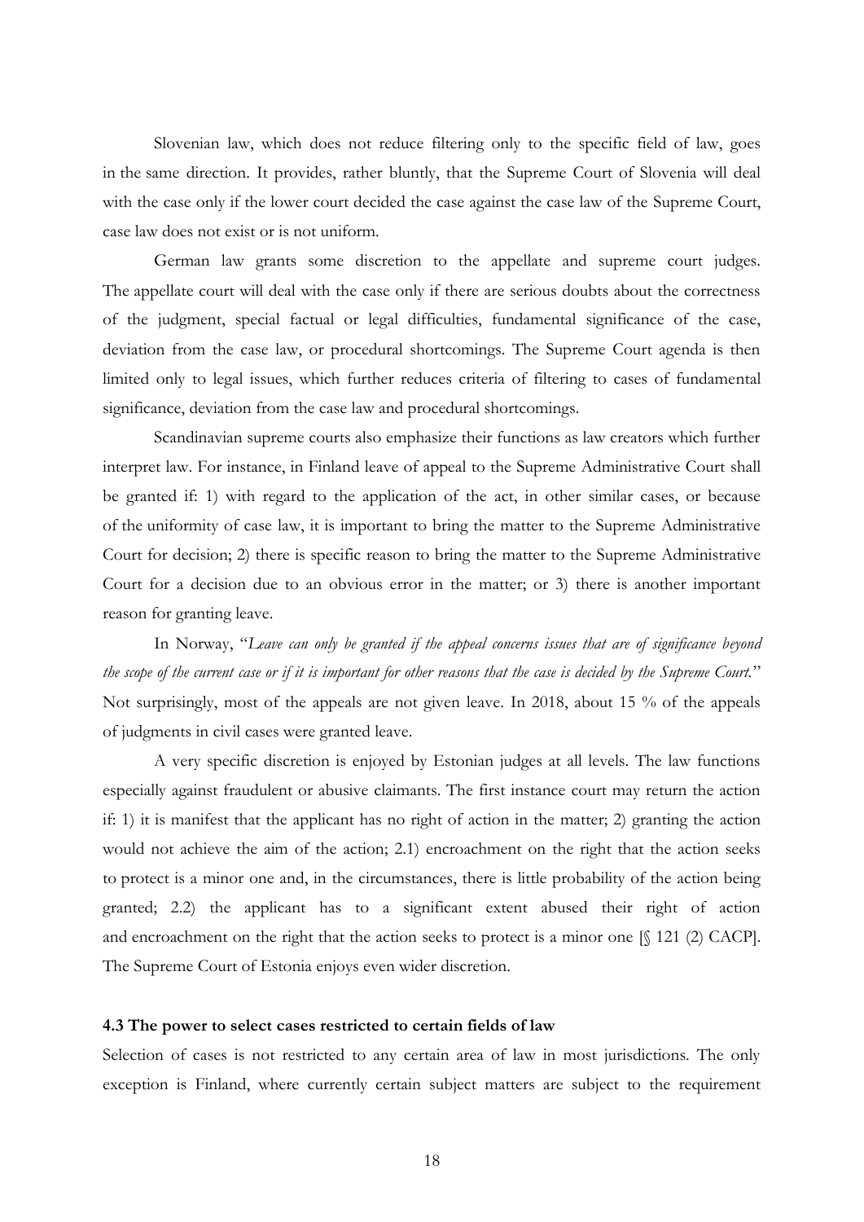Slovenian law, which does not reduce filtering only to the specific field of law, goes in the same direction. It provides, rather bluntly, that the Supreme Court of Slovenia will deal with the case only if the lower court decided the case against the case law of the Supreme Court, case law does not exist or is not uniform.

German law grants some discretion to the appellate and supreme court judges. The appellate court will deal with the case only if there are serious doubts about the correctness of the judgment, special factual or legal difficulties, fundamental significance of the case, deviation from the case law, or procedural shortcomings. The Supreme Court agenda is then limited only to legal issues, which further reduces criteria of filtering to cases of fundamental significance, deviation from the case law and procedural shortcomings.

Scandinavian supreme courts also emphasize their functions as law creators which further interpret law. For instance, in Finland leave of appeal to the Supreme Administrative Court shall be granted if: 1) with regard to the application of the act, in other similar cases, or because of the uniformity of case law, it is important to bring the matter to the Supreme Administrative Court for decision; 2) there is specific reason to bring the matter to the Supreme Administrative Court for a decision due to an obvious error in the matter; or 3) there is another important reason for granting leave.

In Norway, "*Leave can only be granted if the appeal concerns issues that are of significance beyond the scope of the current case or if it is important for other reasons that the case is decided by the Supreme Court.*" Not surprisingly, most of the appeals are not given leave. In 2018, about 15 % of the appeals of judgments in civil cases were granted leave.

A very specific discretion is enjoyed by Estonian judges at all levels. The law functions especially against fraudulent or abusive claimants. The first instance court may return the action if: 1) it is manifest that the applicant has no right of action in the matter; 2) granting the action would not achieve the aim of the action; 2.1) encroachment on the right that the action seeks to protect is a minor one and, in the circumstances, there is little probability of the action being granted; 2.2) the applicant has to a significant extent abused their right of action and encroachment on the right that the action seeks to protect is a minor one [§ 121 (2) CACP]. The Supreme Court of Estonia enjoys even wider discretion.

### 4.3 The power to select cases restricted to certain fields of law

Selection of cases is not restricted to any certain area of law in most jurisdictions. The only exception is Finland, where currently certain subject matters are subject to the requirement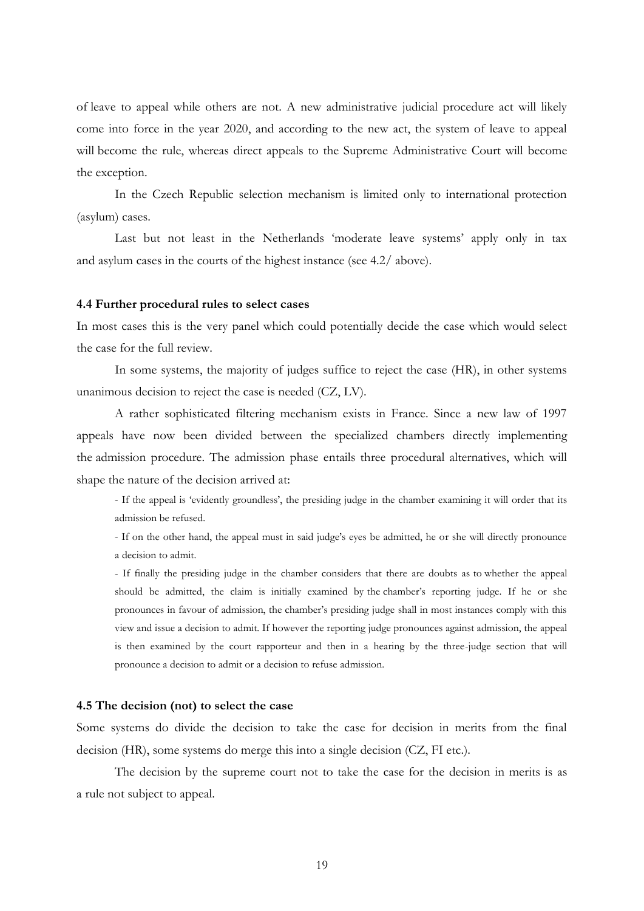of leave to appeal while others are not. A new administrative judicial procedure act will likely come into force in the year 2020, and according to the new act, the system of leave to appeal will become the rule, whereas direct appeals to the Supreme Administrative Court will become the exception.

In the Czech Republic selection mechanism is limited only to international protection (asylum) cases.

Last but not least in the Netherlands 'moderate leave systems' apply only in tax and asylum cases in the courts of the highest instance (see 4.2/ above).

#### 4.4 Further procedural rules to select cases

In most cases this is the very panel which could potentially decide the case which would select the case for the full review.

In some systems, the majority of judges suffice to reject the case (HR), in other systems unanimous decision to reject the case is needed (CZ, LV).

A rather sophisticated filtering mechanism exists in France. Since a new law of 1997 appeals have now been divided between the specialized chambers directly implementing the admission procedure. The admission phase entails three procedural alternatives, which will shape the nature of the decision arrived at:

> - If the appeal is 'evidently groundless', the presiding judge in the chamber examining it will order that its admission be refused.
>
> - If on the other hand, the appeal must in said judge's eyes be admitted, he or she will directly pronounce a decision to admit.
>
> - If finally the presiding judge in the chamber considers that there are doubts as to whether the appeal should be admitted, the claim is initially examined by the chamber's reporting judge. If he or she pronounces in favour of admission, the chamber's presiding judge shall in most instances comply with this view and issue a decision to admit. If however the reporting judge pronounces against admission, the appeal is then examined by the court rapporteur and then in a hearing by the three-judge section that will pronounce a decision to admit or a decision to refuse admission.

#### 4.5 The decision (not) to select the case

Some systems do divide the decision to take the case for decision in merits from the final decision (HR), some systems do merge this into a single decision (CZ, FI etc.).

The decision by the supreme court not to take the case for the decision in merits is as a rule not subject to appeal.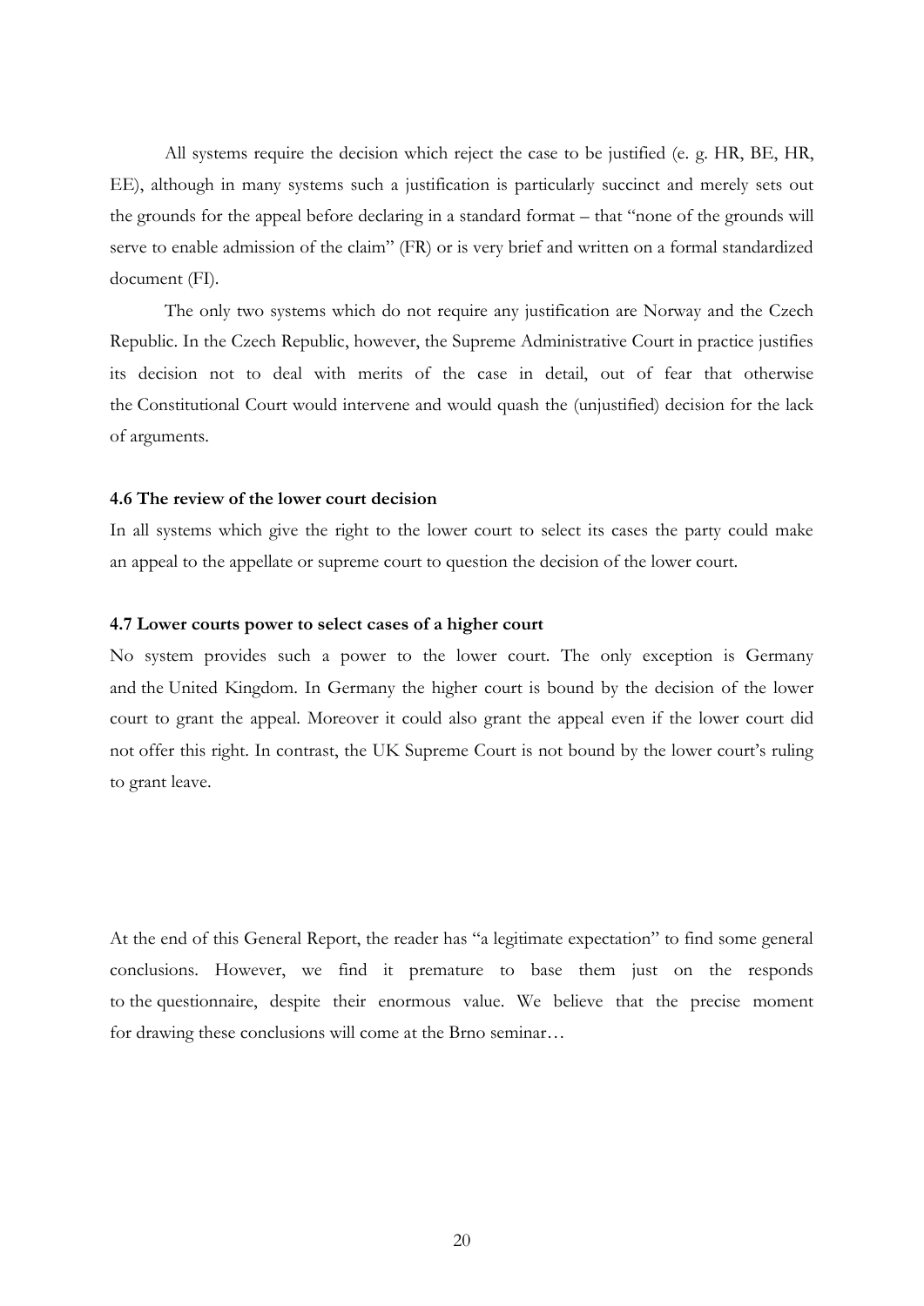All systems require the decision which reject the case to be justified (e. g. HR, BE, HR, EE), although in many systems such a justification is particularly succinct and merely sets out the grounds for the appeal before declaring in a standard format – that "none of the grounds will serve to enable admission of the claim" (FR) or is very brief and written on a formal standardized document (FI).

The only two systems which do not require any justification are Norway and the Czech Republic. In the Czech Republic, however, the Supreme Administrative Court in practice justifies its decision not to deal with merits of the case in detail, out of fear that otherwise the Constitutional Court would intervene and would quash the (unjustified) decision for the lack of arguments.

### 4.6 The review of the lower court decision

In all systems which give the right to the lower court to select its cases the party could make an appeal to the appellate or supreme court to question the decision of the lower court.

### 4.7 Lower courts power to select cases of a higher court

No system provides such a power to the lower court. The only exception is Germany and the United Kingdom. In Germany the higher court is bound by the decision of the lower court to grant the appeal. Moreover it could also grant the appeal even if the lower court did not offer this right. In contrast, the UK Supreme Court is not bound by the lower court's ruling to grant leave.

At the end of this General Report, the reader has "a legitimate expectation" to find some general conclusions. However, we find it premature to base them just on the responds to the questionnaire, despite their enormous value. We believe that the precise moment for drawing these conclusions will come at the Brno seminar…